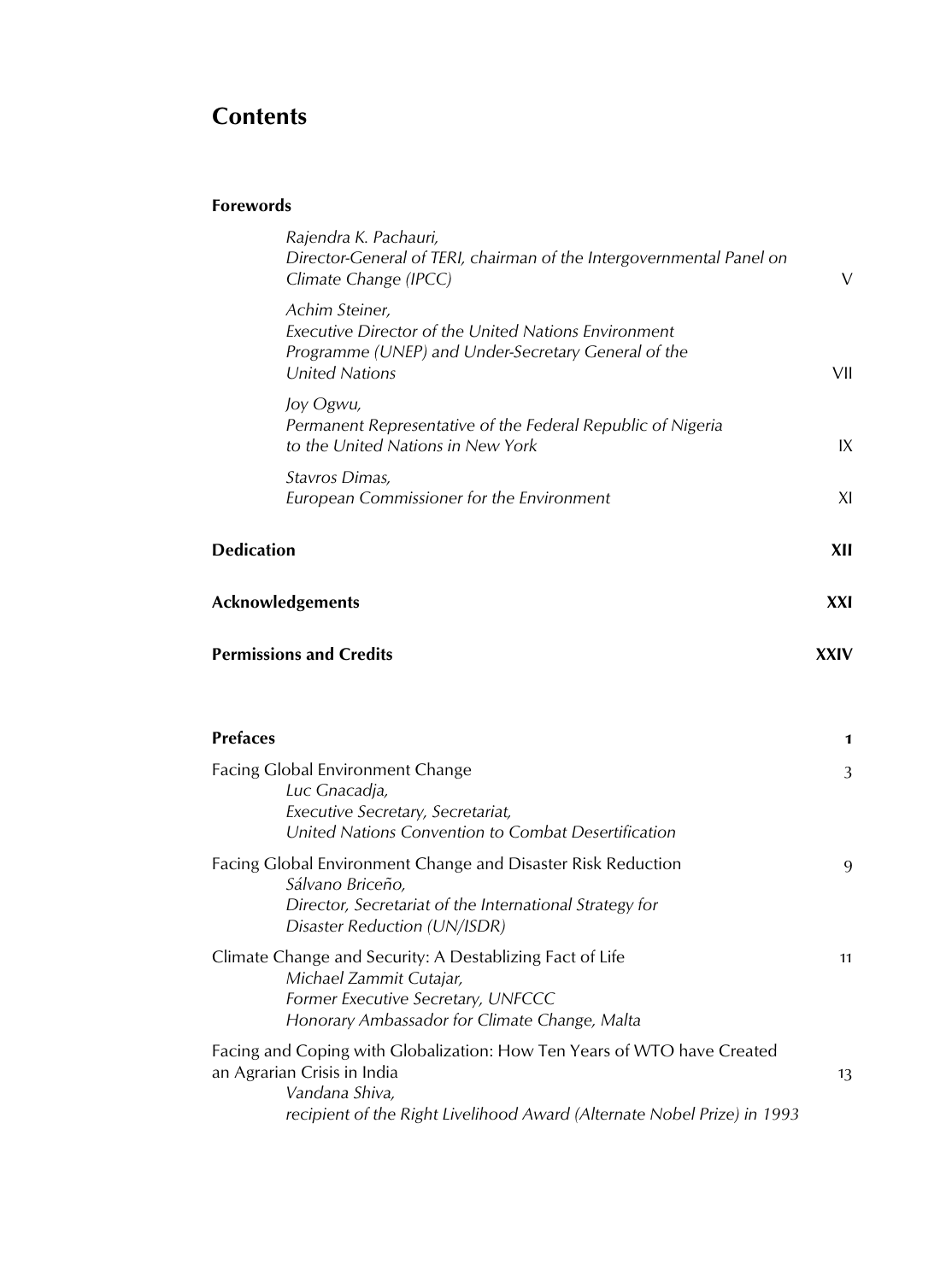# Contents

**Forewords**

| | |
|---|---|
| *Rajendra K. Pachauri, Director-General of TERI, chairman of the Intergovernmental Panel on Climate Change (IPCC)* | V |
| *Achim Steiner, Executive Director of the United Nations Environment Programme (UNEP) and Under-Secretary General of the United Nations* | VII |
| *Joy Ogwu, Permanent Representative of the Federal Republic of Nigeria to the United Nations in New York* | IX |
| *Stavros Dimas, European Commissioner for the Environment* | XI |

**Dedication** **XII**

**Acknowledgements** **XXI**

**Permissions and Credits** **XXIV**

**Prefaces** **1**

| | |
|---|---|
| Facing Global Environment Change<br>*Luc Gnacadja, Executive Secretary, Secretariat, United Nations Convention to Combat Desertification* | 3 |
| Facing Global Environment Change and Disaster Risk Reduction<br>*Sálvano Briceño, Director, Secretariat of the International Strategy for Disaster Reduction (UN/ISDR)* | 9 |
| Climate Change and Security: A Destablizing Fact of Life<br>*Michael Zammit Cutajar, Former Executive Secretary, UNFCCC Honorary Ambassador for Climate Change, Malta* | 11 |
| Facing and Coping with Globalization: How Ten Years of WTO have Created an Agrarian Crisis in India<br>*Vandana Shiva, recipient of the Right Livelihood Award (Alternate Nobel Prize) in 1993* | 13 |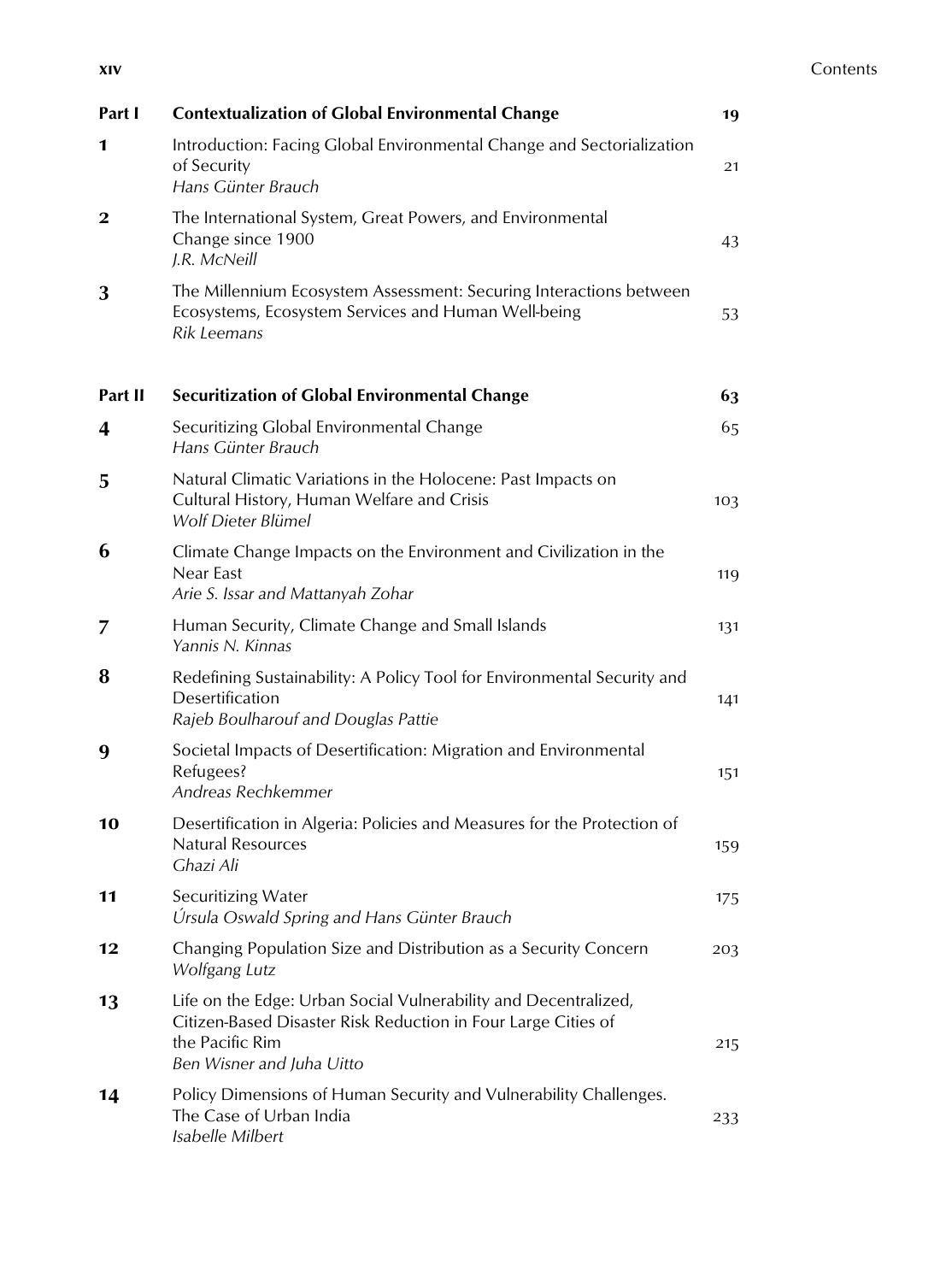| | | |
|---|---|---|
| **Part I** | **Contextualization of Global Environmental Change** | **19** |
| **1** | Introduction: Facing Global Environmental Change and Sectorialization of Security<br>*Hans Günter Brauch* | 21 |
| **2** | The International System, Great Powers, and Environmental Change since 1900<br>*J.R. McNeill* | 43 |
| **3** | The Millennium Ecosystem Assessment: Securing Interactions between Ecosystems, Ecosystem Services and Human Well-being<br>*Rik Leemans* | 53 |
| **Part II** | **Securitization of Global Environmental Change** | **63** |
| **4** | Securitizing Global Environmental Change<br>*Hans Günter Brauch* | 65 |
| **5** | Natural Climatic Variations in the Holocene: Past Impacts on Cultural History, Human Welfare and Crisis<br>*Wolf Dieter Blümel* | 103 |
| **6** | Climate Change Impacts on the Environment and Civilization in the Near East<br>*Arie S. Issar and Mattanyah Zohar* | 119 |
| **7** | Human Security, Climate Change and Small Islands<br>*Yannis N. Kinnas* | 131 |
| **8** | Redefining Sustainability: A Policy Tool for Environmental Security and Desertification<br>*Rajeb Boulharouf and Douglas Pattie* | 141 |
| **9** | Societal Impacts of Desertification: Migration and Environmental Refugees?<br>*Andreas Rechkemmer* | 151 |
| **10** | Desertification in Algeria: Policies and Measures for the Protection of Natural Resources<br>*Ghazi Ali* | 159 |
| **11** | Securitizing Water<br>*Úrsula Oswald Spring and Hans Günter Brauch* | 175 |
| **12** | Changing Population Size and Distribution as a Security Concern<br>*Wolfgang Lutz* | 203 |
| **13** | Life on the Edge: Urban Social Vulnerability and Decentralized, Citizen-Based Disaster Risk Reduction in Four Large Cities of the Pacific Rim<br>*Ben Wisner and Juha Uitto* | 215 |
| **14** | Policy Dimensions of Human Security and Vulnerability Challenges. The Case of Urban India<br>*Isabelle Milbert* | 233 |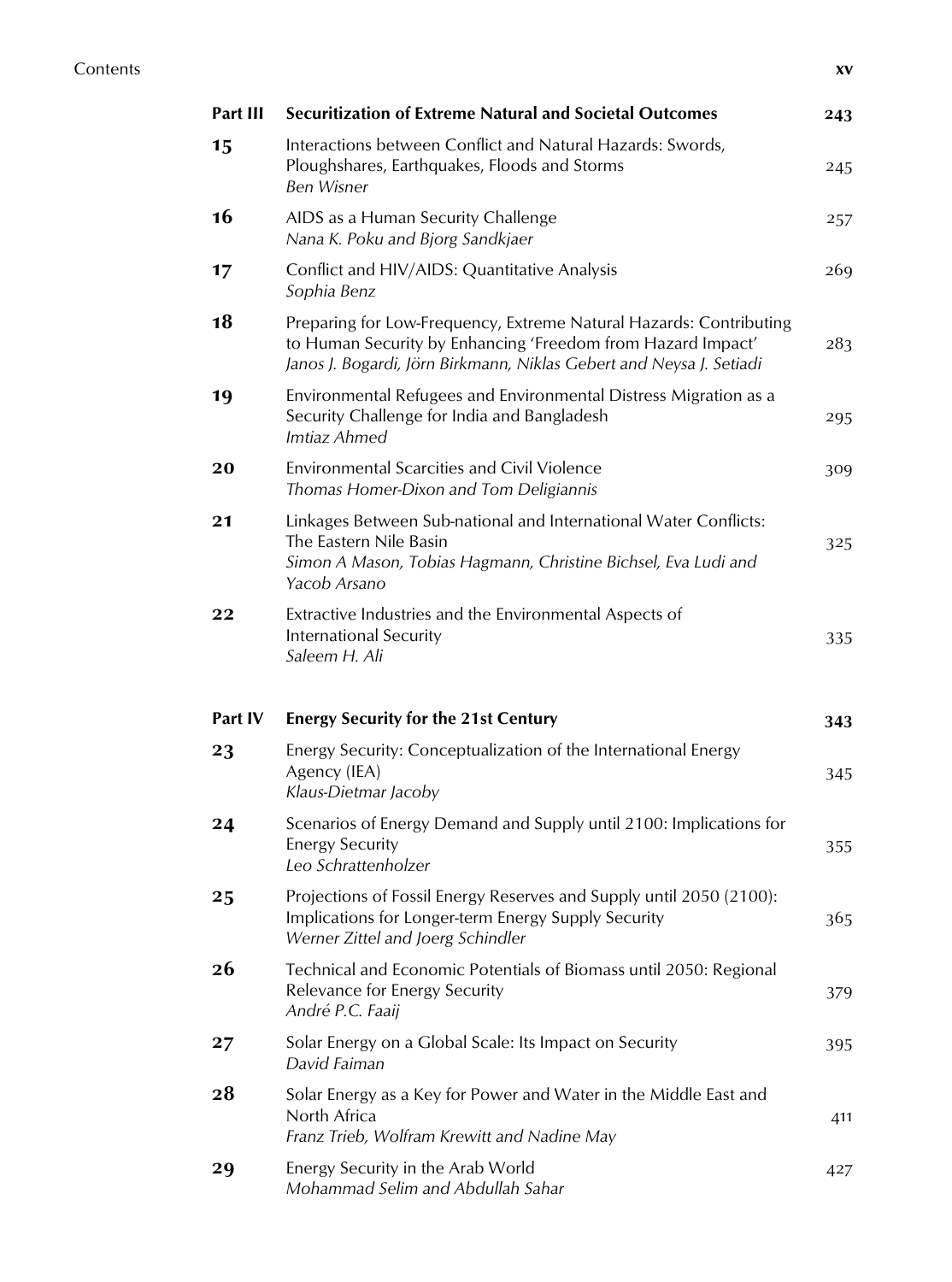| | | |
|---|---|---|
| **Part III** | **Securitization of Extreme Natural and Societal Outcomes** | **243** |
| **15** | Interactions between Conflict and Natural Hazards: Swords, Ploughshares, Earthquakes, Floods and Storms<br>*Ben Wisner* | 245 |
| **16** | AIDS as a Human Security Challenge<br>*Nana K. Poku and Bjorg Sandkjaer* | 257 |
| **17** | Conflict and HIV/AIDS: Quantitative Analysis<br>*Sophia Benz* | 269 |
| **18** | Preparing for Low-Frequency, Extreme Natural Hazards: Contributing to Human Security by Enhancing 'Freedom from Hazard Impact'<br>*Janos J. Bogardi, Jörn Birkmann, Niklas Gebert and Neysa J. Setiadi* | 283 |
| **19** | Environmental Refugees and Environmental Distress Migration as a Security Challenge for India and Bangladesh<br>*Imtiaz Ahmed* | 295 |
| **20** | Environmental Scarcities and Civil Violence<br>*Thomas Homer-Dixon and Tom Deligiannis* | 309 |
| **21** | Linkages Between Sub-national and International Water Conflicts: The Eastern Nile Basin<br>*Simon A Mason, Tobias Hagmann, Christine Bichsel, Eva Ludi and Yacob Arsano* | 325 |
| **22** | Extractive Industries and the Environmental Aspects of International Security<br>*Saleem H. Ali* | 335 |
| **Part IV** | **Energy Security for the 21st Century** | **343** |
| **23** | Energy Security: Conceptualization of the International Energy Agency (IEA)<br>*Klaus-Dietmar Jacoby* | 345 |
| **24** | Scenarios of Energy Demand and Supply until 2100: Implications for Energy Security<br>*Leo Schrattenholzer* | 355 |
| **25** | Projections of Fossil Energy Reserves and Supply until 2050 (2100): Implications for Longer-term Energy Supply Security<br>*Werner Zittel and Joerg Schindler* | 365 |
| **26** | Technical and Economic Potentials of Biomass until 2050: Regional Relevance for Energy Security<br>*André P.C. Faaij* | 379 |
| **27** | Solar Energy on a Global Scale: Its Impact on Security<br>*David Faiman* | 395 |
| **28** | Solar Energy as a Key for Power and Water in the Middle East and North Africa<br>*Franz Trieb, Wolfram Krewitt and Nadine May* | 411 |
| **29** | Energy Security in the Arab World<br>*Mohammad Selim and Abdullah Sahar* | 427 |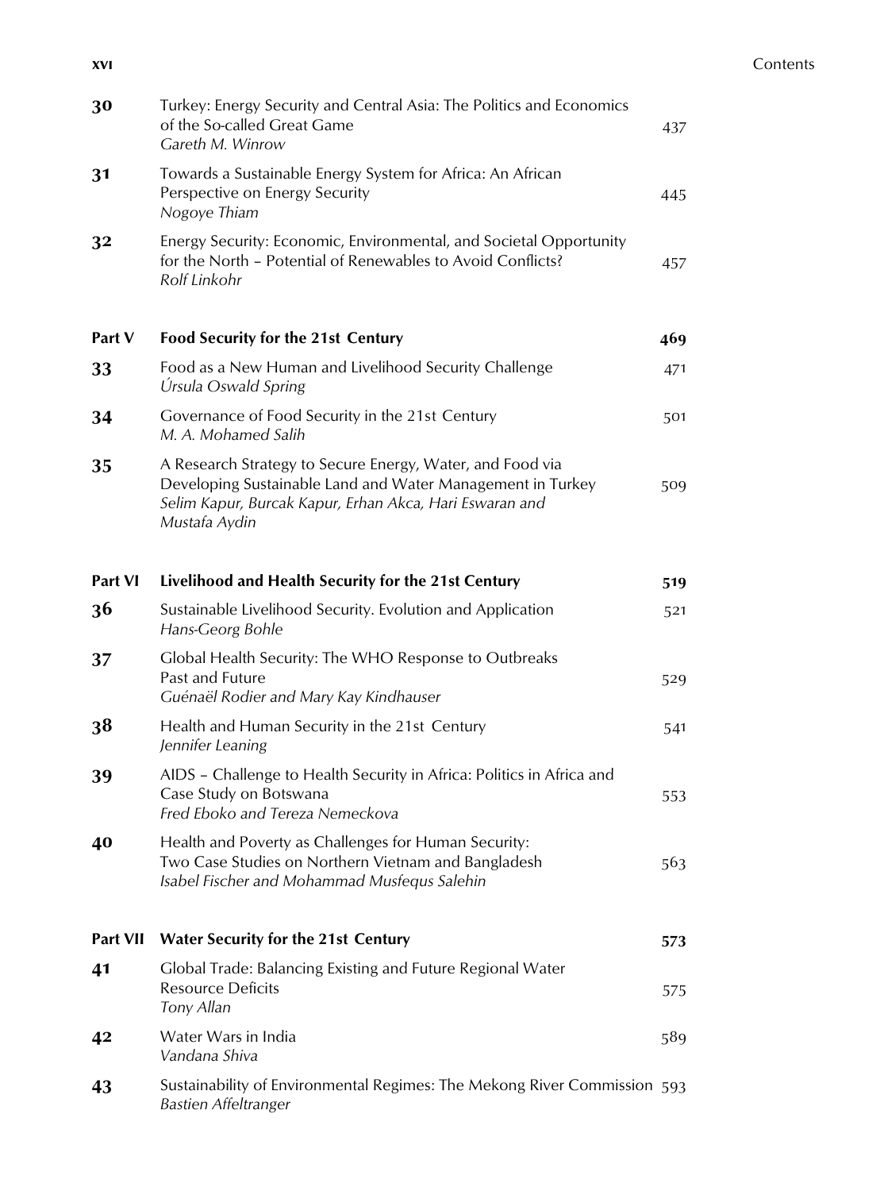| | | |
|---|---|---|
| **30** | Turkey: Energy Security and Central Asia: The Politics and Economics of the So-called Great Game<br>*Gareth M. Winrow* | 437 |
| **31** | Towards a Sustainable Energy System for Africa: An African Perspective on Energy Security<br>*Nogoye Thiam* | 445 |
| **32** | Energy Security: Economic, Environmental, and Societal Opportunity for the North – Potential of Renewables to Avoid Conflicts?<br>*Rolf Linkohr* | 457 |
| **Part V** | **Food Security for the 21st Century** | **469** |
| **33** | Food as a New Human and Livelihood Security Challenge<br>*Úrsula Oswald Spring* | 471 |
| **34** | Governance of Food Security in the 21st Century<br>*M. A. Mohamed Salih* | 501 |
| **35** | A Research Strategy to Secure Energy, Water, and Food via Developing Sustainable Land and Water Management in Turkey<br>*Selim Kapur, Burcak Kapur, Erhan Akca, Hari Eswaran and Mustafa Aydin* | 509 |
| **Part VI** | **Livelihood and Health Security for the 21st Century** | **519** |
| **36** | Sustainable Livelihood Security. Evolution and Application<br>*Hans-Georg Bohle* | 521 |
| **37** | Global Health Security: The WHO Response to Outbreaks Past and Future<br>*Guénaël Rodier and Mary Kay Kindhauser* | 529 |
| **38** | Health and Human Security in the 21st Century<br>*Jennifer Leaning* | 541 |
| **39** | AIDS – Challenge to Health Security in Africa: Politics in Africa and Case Study on Botswana<br>*Fred Eboko and Tereza Nemeckova* | 553 |
| **40** | Health and Poverty as Challenges for Human Security: Two Case Studies on Northern Vietnam and Bangladesh<br>*Isabel Fischer and Mohammad Musfequs Salehin* | 563 |
| **Part VII** | **Water Security for the 21st Century** | **573** |
| **41** | Global Trade: Balancing Existing and Future Regional Water Resource Deficits<br>*Tony Allan* | 575 |
| **42** | Water Wars in India<br>*Vandana Shiva* | 589 |
| **43** | Sustainability of Environmental Regimes: The Mekong River Commission<br>*Bastien Affeltranger* | 593 |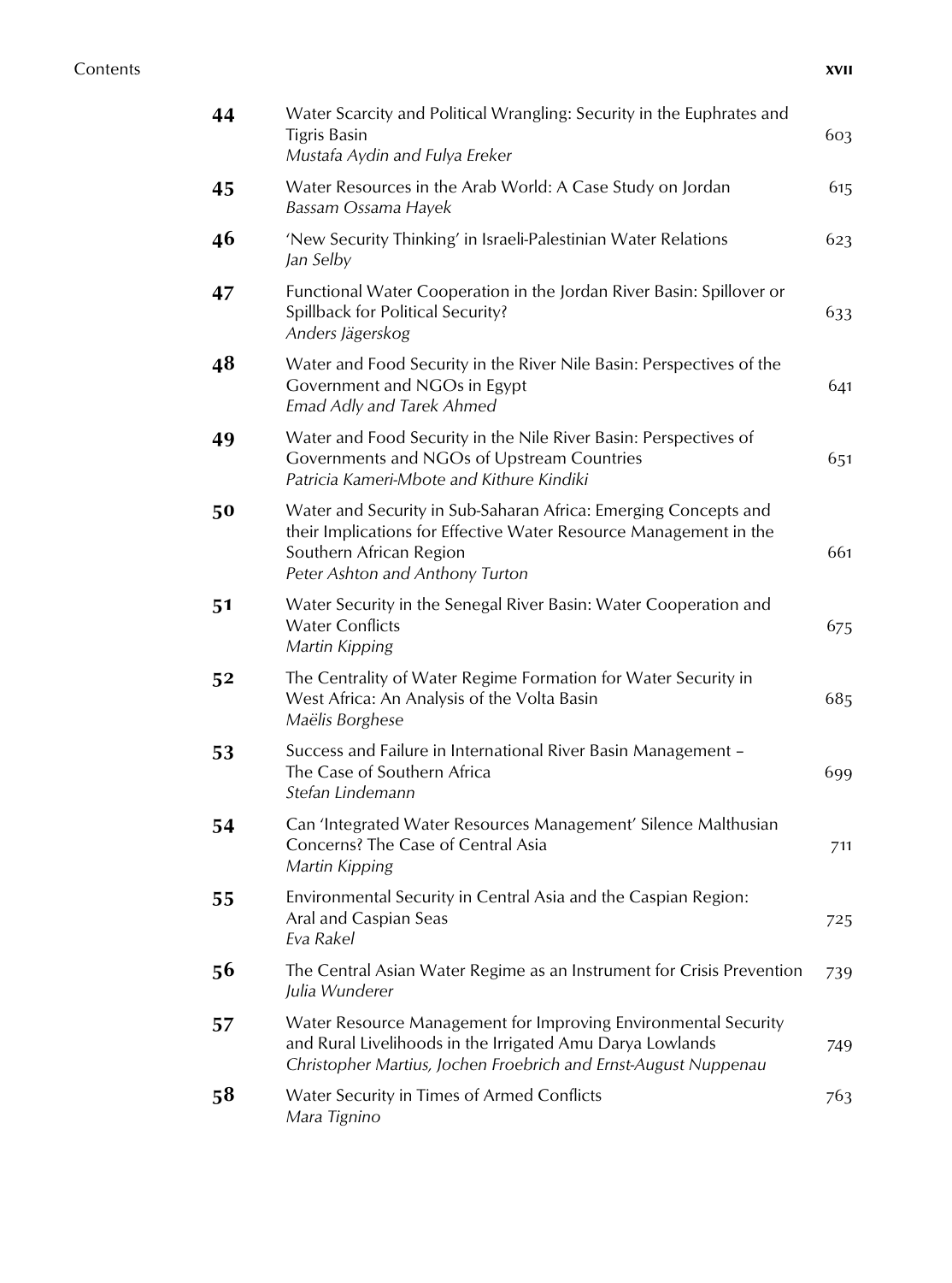| | | |
|---|---|---|
| **44** | Water Scarcity and Political Wrangling: Security in the Euphrates and Tigris Basin<br>*Mustafa Aydin and Fulya Ereker* | 603 |
| **45** | Water Resources in the Arab World: A Case Study on Jordan<br>*Bassam Ossama Hayek* | 615 |
| **46** | 'New Security Thinking' in Israeli-Palestinian Water Relations<br>*Jan Selby* | 623 |
| **47** | Functional Water Cooperation in the Jordan River Basin: Spillover or Spillback for Political Security?<br>*Anders Jägerskog* | 633 |
| **48** | Water and Food Security in the River Nile Basin: Perspectives of the Government and NGOs in Egypt<br>*Emad Adly and Tarek Ahmed* | 641 |
| **49** | Water and Food Security in the Nile River Basin: Perspectives of Governments and NGOs of Upstream Countries<br>*Patricia Kameri-Mbote and Kithure Kindiki* | 651 |
| **50** | Water and Security in Sub-Saharan Africa: Emerging Concepts and their Implications for Effective Water Resource Management in the Southern African Region<br>*Peter Ashton and Anthony Turton* | 661 |
| **51** | Water Security in the Senegal River Basin: Water Cooperation and Water Conflicts<br>*Martin Kipping* | 675 |
| **52** | The Centrality of Water Regime Formation for Water Security in West Africa: An Analysis of the Volta Basin<br>*Maëlis Borghese* | 685 |
| **53** | Success and Failure in International River Basin Management – The Case of Southern Africa<br>*Stefan Lindemann* | 699 |
| **54** | Can 'Integrated Water Resources Management' Silence Malthusian Concerns? The Case of Central Asia<br>*Martin Kipping* | 711 |
| **55** | Environmental Security in Central Asia and the Caspian Region: Aral and Caspian Seas<br>*Eva Rakel* | 725 |
| **56** | The Central Asian Water Regime as an Instrument for Crisis Prevention<br>*Julia Wunderer* | 739 |
| **57** | Water Resource Management for Improving Environmental Security and Rural Livelihoods in the Irrigated Amu Darya Lowlands<br>*Christopher Martius, Jochen Froebrich and Ernst-August Nuppenau* | 749 |
| **58** | Water Security in Times of Armed Conflicts<br>*Mara Tignino* | 763 |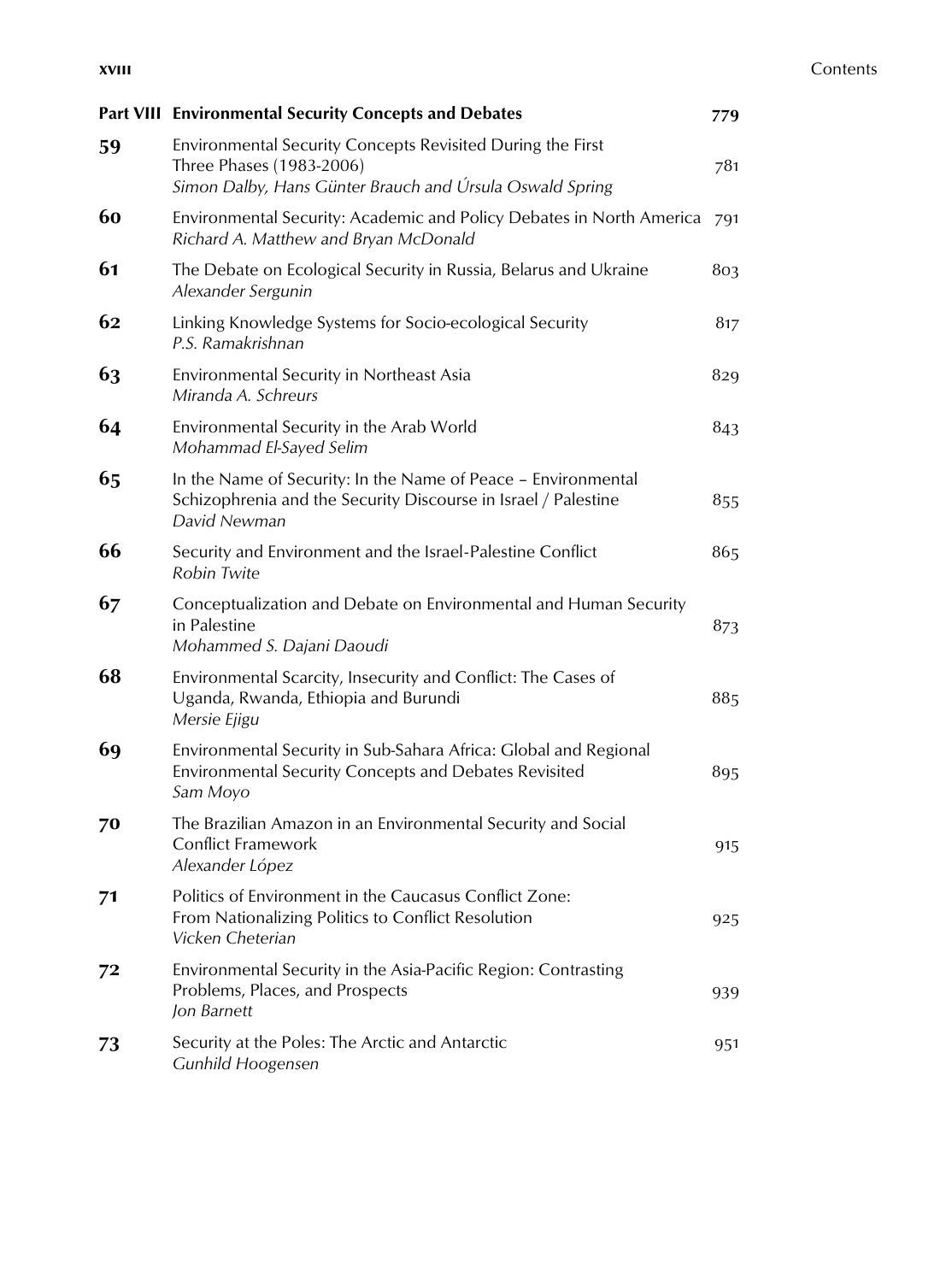**Part VIII Environmental Security Concepts and Debates** 779

**59** Environmental Security Concepts Revisited During the First Three Phases (1983-2006) 781
*Simon Dalby, Hans Günter Brauch and Úrsula Oswald Spring*

**60** Environmental Security: Academic and Policy Debates in North America 791
*Richard A. Matthew and Bryan McDonald*

**61** The Debate on Ecological Security in Russia, Belarus and Ukraine 803
*Alexander Sergunin*

**62** Linking Knowledge Systems for Socio-ecological Security 817
*P.S. Ramakrishnan*

**63** Environmental Security in Northeast Asia 829
*Miranda A. Schreurs*

**64** Environmental Security in the Arab World 843
*Mohammad El-Sayed Selim*

**65** In the Name of Security: In the Name of Peace – Environmental Schizophrenia and the Security Discourse in Israel / Palestine 855
*David Newman*

**66** Security and Environment and the Israel-Palestine Conflict 865
*Robin Twite*

**67** Conceptualization and Debate on Environmental and Human Security in Palestine 873
*Mohammed S. Dajani Daoudi*

**68** Environmental Scarcity, Insecurity and Conflict: The Cases of Uganda, Rwanda, Ethiopia and Burundi 885
*Mersie Ejigu*

**69** Environmental Security in Sub-Sahara Africa: Global and Regional Environmental Security Concepts and Debates Revisited 895
*Sam Moyo*

**70** The Brazilian Amazon in an Environmental Security and Social Conflict Framework 915
*Alexander López*

**71** Politics of Environment in the Caucasus Conflict Zone: From Nationalizing Politics to Conflict Resolution 925
*Vicken Cheterian*

**72** Environmental Security in the Asia-Pacific Region: Contrasting Problems, Places, and Prospects 939
*Jon Barnett*

**73** Security at the Poles: The Arctic and Antarctic 951
*Gunhild Hoogensen*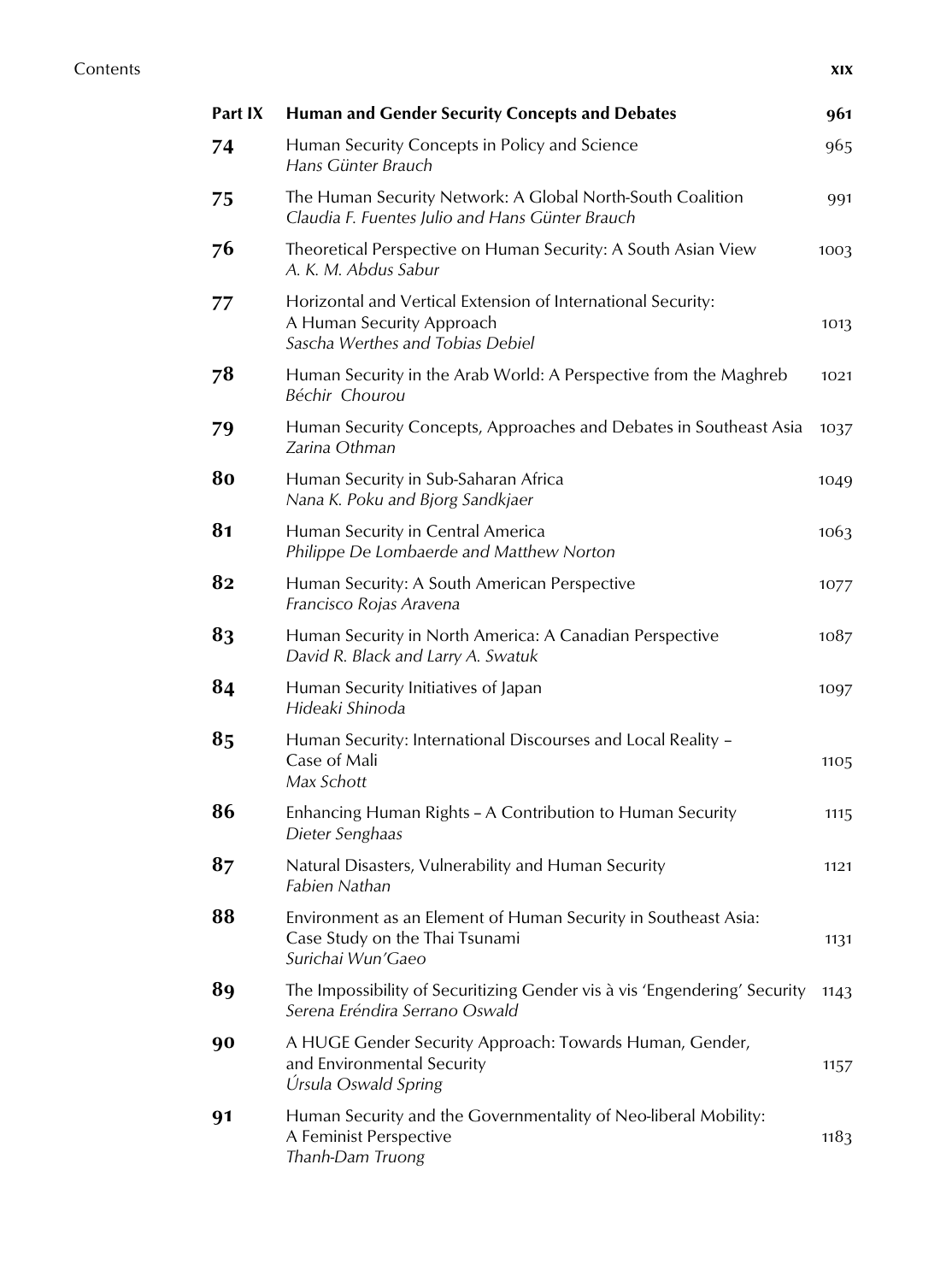| Part IX | Human and Gender Security Concepts and Debates | 961 |
|---|---|---|
| 74 | Human Security Concepts in Policy and Science<br>*Hans Günter Brauch* | 965 |
| 75 | The Human Security Network: A Global North-South Coalition<br>*Claudia F. Fuentes Julio and Hans Günter Brauch* | 991 |
| 76 | Theoretical Perspective on Human Security: A South Asian View<br>*A. K. M. Abdus Sabur* | 1003 |
| 77 | Horizontal and Vertical Extension of International Security: A Human Security Approach<br>*Sascha Werthes and Tobias Debiel* | 1013 |
| 78 | Human Security in the Arab World: A Perspective from the Maghreb<br>*Béchir Chourou* | 1021 |
| 79 | Human Security Concepts, Approaches and Debates in Southeast Asia<br>*Zarina Othman* | 1037 |
| 80 | Human Security in Sub-Saharan Africa<br>*Nana K. Poku and Bjorg Sandkjaer* | 1049 |
| 81 | Human Security in Central America<br>*Philippe De Lombaerde and Matthew Norton* | 1063 |
| 82 | Human Security: A South American Perspective<br>*Francisco Rojas Aravena* | 1077 |
| 83 | Human Security in North America: A Canadian Perspective<br>*David R. Black and Larry A. Swatuk* | 1087 |
| 84 | Human Security Initiatives of Japan<br>*Hideaki Shinoda* | 1097 |
| 85 | Human Security: International Discourses and Local Reality – Case of Mali<br>*Max Schott* | 1105 |
| 86 | Enhancing Human Rights – A Contribution to Human Security<br>*Dieter Senghaas* | 1115 |
| 87 | Natural Disasters, Vulnerability and Human Security<br>*Fabien Nathan* | 1121 |
| 88 | Environment as an Element of Human Security in Southeast Asia: Case Study on the Thai Tsunami<br>*Surichai Wun'Gaeo* | 1131 |
| 89 | The Impossibility of Securitizing Gender vis à vis 'Engendering' Security<br>*Serena Eréndira Serrano Oswald* | 1143 |
| 90 | A HUGE Gender Security Approach: Towards Human, Gender, and Environmental Security<br>*Úrsula Oswald Spring* | 1157 |
| 91 | Human Security and the Governmentality of Neo-liberal Mobility: A Feminist Perspective<br>*Thanh-Dam Truong* | 1183 |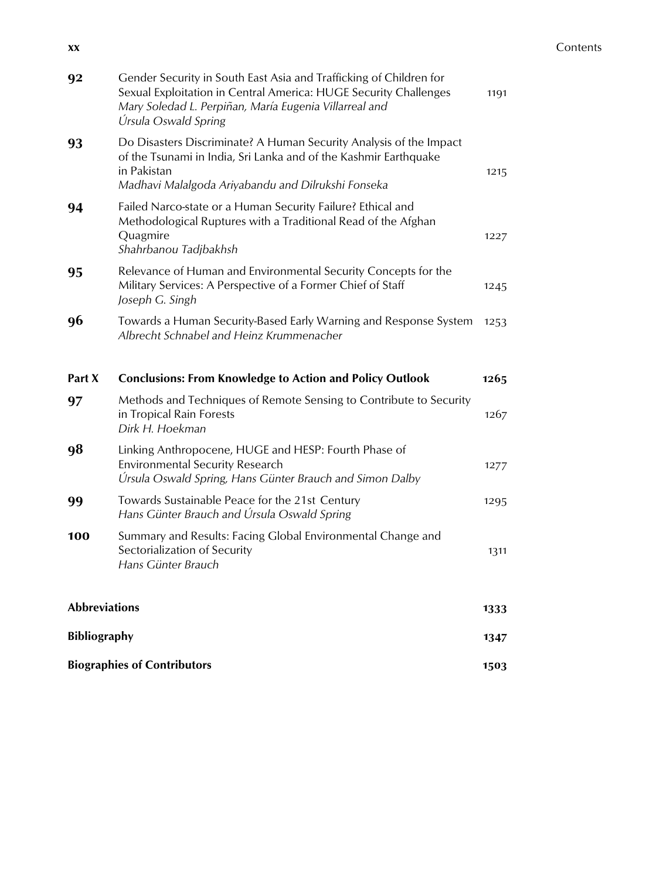| | | |
|---|---|---|
| **92** | Gender Security in South East Asia and Trafficking of Children for Sexual Exploitation in Central America: HUGE Security Challenges<br>*Mary Soledad L. Perpiñan, María Eugenia Villarreal and Úrsula Oswald Spring* | 1191 |
| **93** | Do Disasters Discriminate? A Human Security Analysis of the Impact of the Tsunami in India, Sri Lanka and of the Kashmir Earthquake in Pakistan<br>*Madhavi Malalgoda Ariyabandu and Dilrukshi Fonseka* | 1215 |
| **94** | Failed Narco-state or a Human Security Failure? Ethical and Methodological Ruptures with a Traditional Read of the Afghan Quagmire<br>*Shahrbanou Tadjbakhsh* | 1227 |
| **95** | Relevance of Human and Environmental Security Concepts for the Military Services: A Perspective of a Former Chief of Staff<br>*Joseph G. Singh* | 1245 |
| **96** | Towards a Human Security-Based Early Warning and Response System<br>*Albrecht Schnabel and Heinz Krummenacher* | 1253 |
| **Part X** | **Conclusions: From Knowledge to Action and Policy Outlook** | **1265** |
| **97** | Methods and Techniques of Remote Sensing to Contribute to Security in Tropical Rain Forests<br>*Dirk H. Hoekman* | 1267 |
| **98** | Linking Anthropocene, HUGE and HESP: Fourth Phase of Environmental Security Research<br>*Úrsula Oswald Spring, Hans Günter Brauch and Simon Dalby* | 1277 |
| **99** | Towards Sustainable Peace for the 21st Century<br>*Hans Günter Brauch and Úrsula Oswald Spring* | 1295 |
| **100** | Summary and Results: Facing Global Environmental Change and Sectorialization of Security<br>*Hans Günter Brauch* | 1311 |

| | |
|---|---|
| **Abbreviations** | **1333** |
| **Bibliography** | **1347** |
| **Biographies of Contributors** | **1503** |